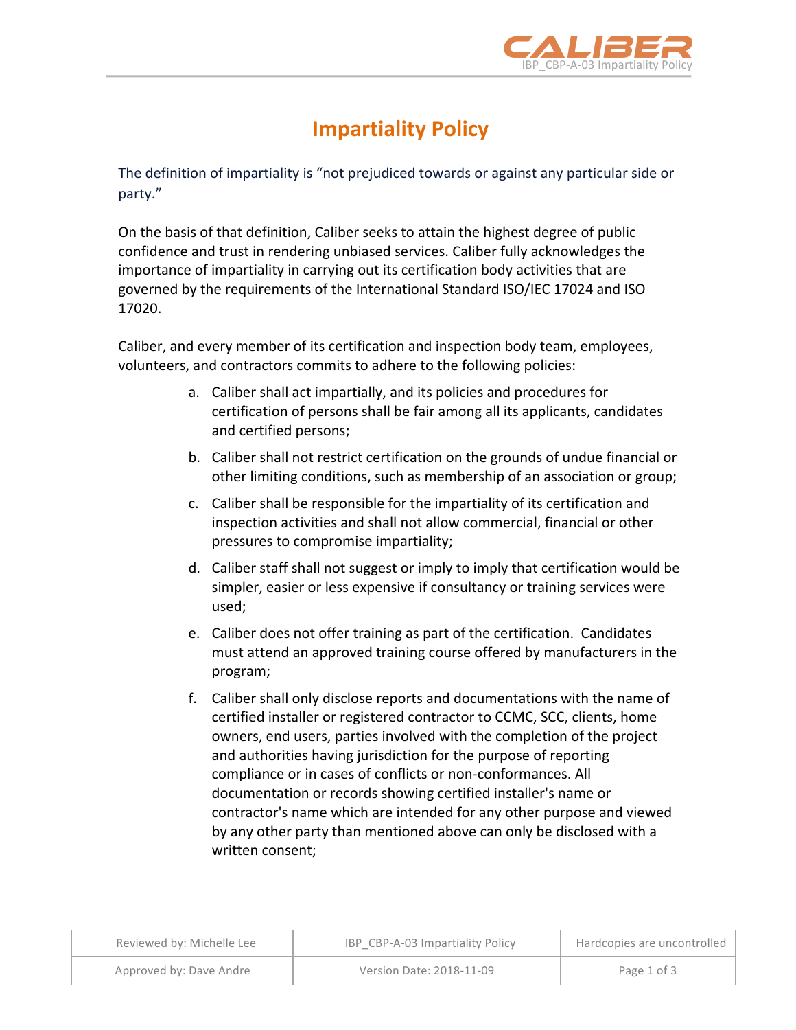# Impartiality Policy

The definition of impartiality is "not prejudiced towards or against any particular side or party."

On the basis of that definition, Caliber seeks to attain the highest degree of public confidence and trust in rendering unbiased services. Caliber fully acknowledges the importance of impartiality in carrying out its certification body activities that are governed by the requirements of the International Standard ISO/IEC 17024 and ISO 17020.

Caliber, and every member of its certification and inspection body team, employees, volunteers, and contractors commits to adhere to the following policies:

a. Caliber shall act impartially, and its policies and procedures for certification of persons shall be fair among all its applicants, candidates and certified persons;

b. Caliber shall not restrict certification on the grounds of undue financial or other limiting conditions, such as membership of an association or group;

c. Caliber shall be responsible for the impartiality of its certification and inspection activities and shall not allow commercial, financial or other pressures to compromise impartiality;

d. Caliber staff shall not suggest or imply to imply that certification would be simpler, easier or less expensive if consultancy or training services were used;

e. Caliber does not offer training as part of the certification. Candidates must attend an approved training course offered by manufacturers in the program;

f. Caliber shall only disclose reports and documentations with the name of certified installer or registered contractor to CCMC, SCC, clients, home owners, end users, parties involved with the completion of the project and authorities having jurisdiction for the purpose of reporting compliance or in cases of conflicts or non-conformances. All documentation or records showing certified installer's name or contractor's name which are intended for any other purpose and viewed by any other party than mentioned above can only be disclosed with a written consent;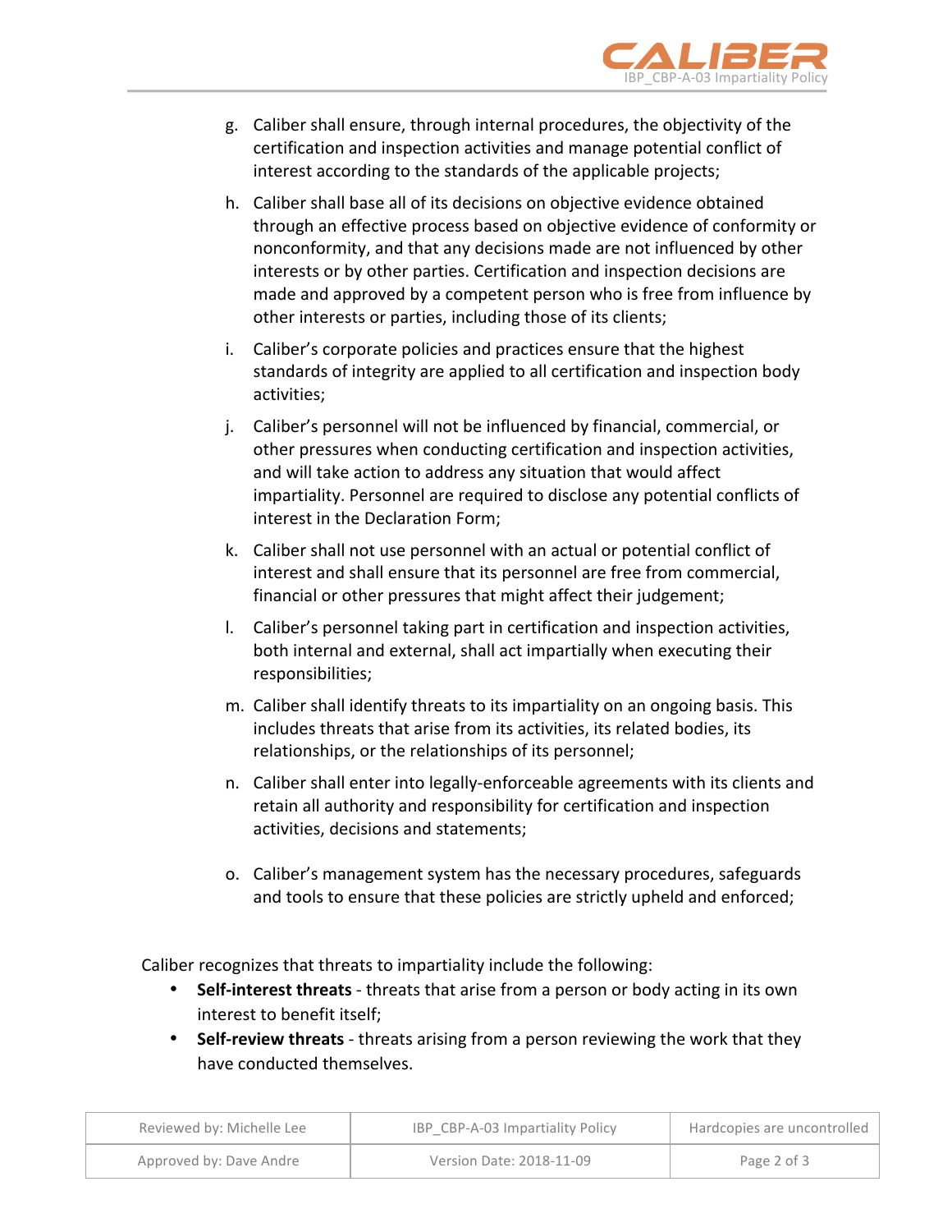g. Caliber shall ensure, through internal procedures, the objectivity of the certification and inspection activities and manage potential conflict of interest according to the standards of the applicable projects;

h. Caliber shall base all of its decisions on objective evidence obtained through an effective process based on objective evidence of conformity or nonconformity, and that any decisions made are not influenced by other interests or by other parties. Certification and inspection decisions are made and approved by a competent person who is free from influence by other interests or parties, including those of its clients;

i. Caliber's corporate policies and practices ensure that the highest standards of integrity are applied to all certification and inspection body activities;

j. Caliber's personnel will not be influenced by financial, commercial, or other pressures when conducting certification and inspection activities, and will take action to address any situation that would affect impartiality. Personnel are required to disclose any potential conflicts of interest in the Declaration Form;

k. Caliber shall not use personnel with an actual or potential conflict of interest and shall ensure that its personnel are free from commercial, financial or other pressures that might affect their judgement;

l. Caliber's personnel taking part in certification and inspection activities, both internal and external, shall act impartially when executing their responsibilities;

m. Caliber shall identify threats to its impartiality on an ongoing basis. This includes threats that arise from its activities, its related bodies, its relationships, or the relationships of its personnel;

n. Caliber shall enter into legally-enforceable agreements with its clients and retain all authority and responsibility for certification and inspection activities, decisions and statements;

o. Caliber's management system has the necessary procedures, safeguards and tools to ensure that these policies are strictly upheld and enforced;

Caliber recognizes that threats to impartiality include the following:

- **Self-interest threats** - threats that arise from a person or body acting in its own interest to benefit itself;
- **Self-review threats** - threats arising from a person reviewing the work that they have conducted themselves.

| Reviewed by: Michelle Lee | IBP_CBP-A-03 Impartiality Policy | Hardcopies are uncontrolled |
|---|---|---|
| Approved by: Dave Andre | Version Date: 2018-11-09 | |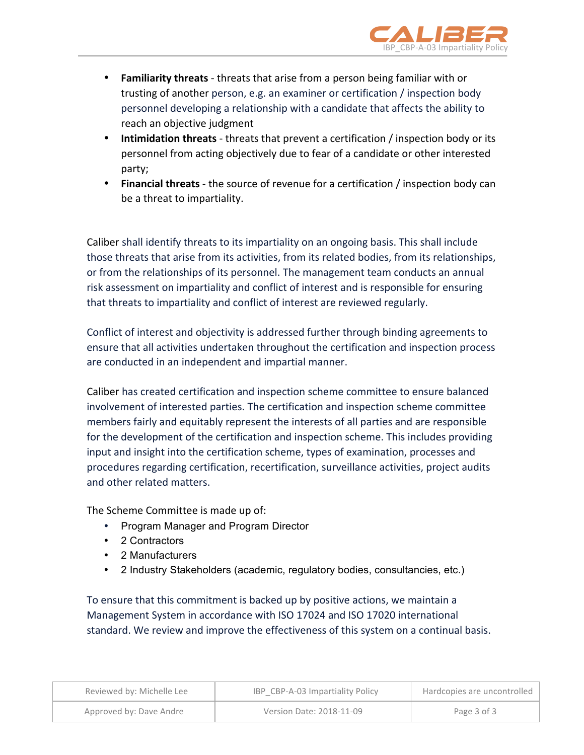- **Familiarity threats** - threats that arise from a person being familiar with or trusting of another person, e.g. an examiner or certification / inspection body personnel developing a relationship with a candidate that affects the ability to reach an objective judgment
- **Intimidation threats** - threats that prevent a certification / inspection body or its personnel from acting objectively due to fear of a candidate or other interested party;
- **Financial threats** - the source of revenue for a certification / inspection body can be a threat to impartiality.

Caliber shall identify threats to its impartiality on an ongoing basis. This shall include those threats that arise from its activities, from its related bodies, from its relationships, or from the relationships of its personnel. The management team conducts an annual risk assessment on impartiality and conflict of interest and is responsible for ensuring that threats to impartiality and conflict of interest are reviewed regularly.

Conflict of interest and objectivity is addressed further through binding agreements to ensure that all activities undertaken throughout the certification and inspection process are conducted in an independent and impartial manner.

Caliber has created certification and inspection scheme committee to ensure balanced involvement of interested parties. The certification and inspection scheme committee members fairly and equitably represent the interests of all parties and are responsible for the development of the certification and inspection scheme. This includes providing input and insight into the certification scheme, types of examination, processes and procedures regarding certification, recertification, surveillance activities, project audits and other related matters.

The Scheme Committee is made up of:

- Program Manager and Program Director
- 2 Contractors
- 2 Manufacturers
- 2 Industry Stakeholders (academic, regulatory bodies, consultancies, etc.)

To ensure that this commitment is backed up by positive actions, we maintain a Management System in accordance with ISO 17024 and ISO 17020 international standard. We review and improve the effectiveness of this system on a continual basis.

| | | |
|---|---|---|
| Reviewed by: Michelle Lee | IBP_CBP-A-03 Impartiality Policy | Hardcopies are uncontrolled |
| Approved by: Dave Andre | Version Date: 2018-11-09 | Page 3 of 3 |